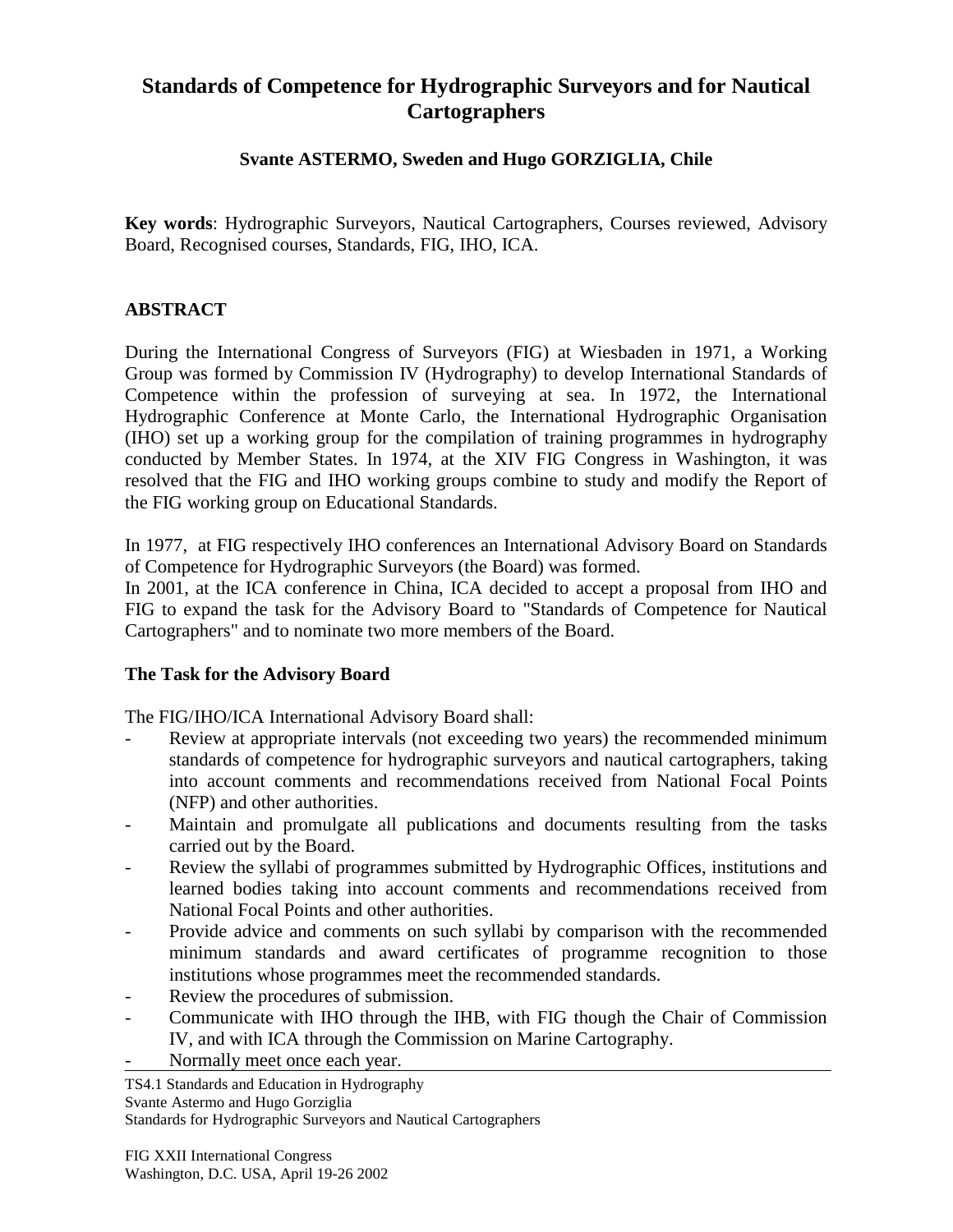# Standards of Competence for Hydrographic Surveyors and for Nautical Cartographers

**Svante ASTERMO, Sweden and Hugo GORZIGLIA, Chile**

**Key words**: Hydrographic Surveyors, Nautical Cartographers, Courses reviewed, Advisory Board, Recognised courses, Standards, FIG, IHO, ICA.

## ABSTRACT

During the International Congress of Surveyors (FIG) at Wiesbaden in 1971, a Working Group was formed by Commission IV (Hydrography) to develop International Standards of Competence within the profession of surveying at sea. In 1972, the International Hydrographic Conference at Monte Carlo, the International Hydrographic Organisation (IHO) set up a working group for the compilation of training programmes in hydrography conducted by Member States. In 1974, at the XIV FIG Congress in Washington, it was resolved that the FIG and IHO working groups combine to study and modify the Report of the FIG working group on Educational Standards.

In 1977, at FIG respectively IHO conferences an International Advisory Board on Standards of Competence for Hydrographic Surveyors (the Board) was formed.

In 2001, at the ICA conference in China, ICA decided to accept a proposal from IHO and FIG to expand the task for the Advisory Board to "Standards of Competence for Nautical Cartographers" and to nominate two more members of the Board.

### The Task for the Advisory Board

The FIG/IHO/ICA International Advisory Board shall:

- Review at appropriate intervals (not exceeding two years) the recommended minimum standards of competence for hydrographic surveyors and nautical cartographers, taking into account comments and recommendations received from National Focal Points (NFP) and other authorities.
- Maintain and promulgate all publications and documents resulting from the tasks carried out by the Board.
- Review the syllabi of programmes submitted by Hydrographic Offices, institutions and learned bodies taking into account comments and recommendations received from National Focal Points and other authorities.
- Provide advice and comments on such syllabi by comparison with the recommended minimum standards and award certificates of programme recognition to those institutions whose programmes meet the recommended standards.
- Review the procedures of submission.
- Communicate with IHO through the IHB, with FIG though the Chair of Commission IV, and with ICA through the Commission on Marine Cartography.
- Normally meet once each year.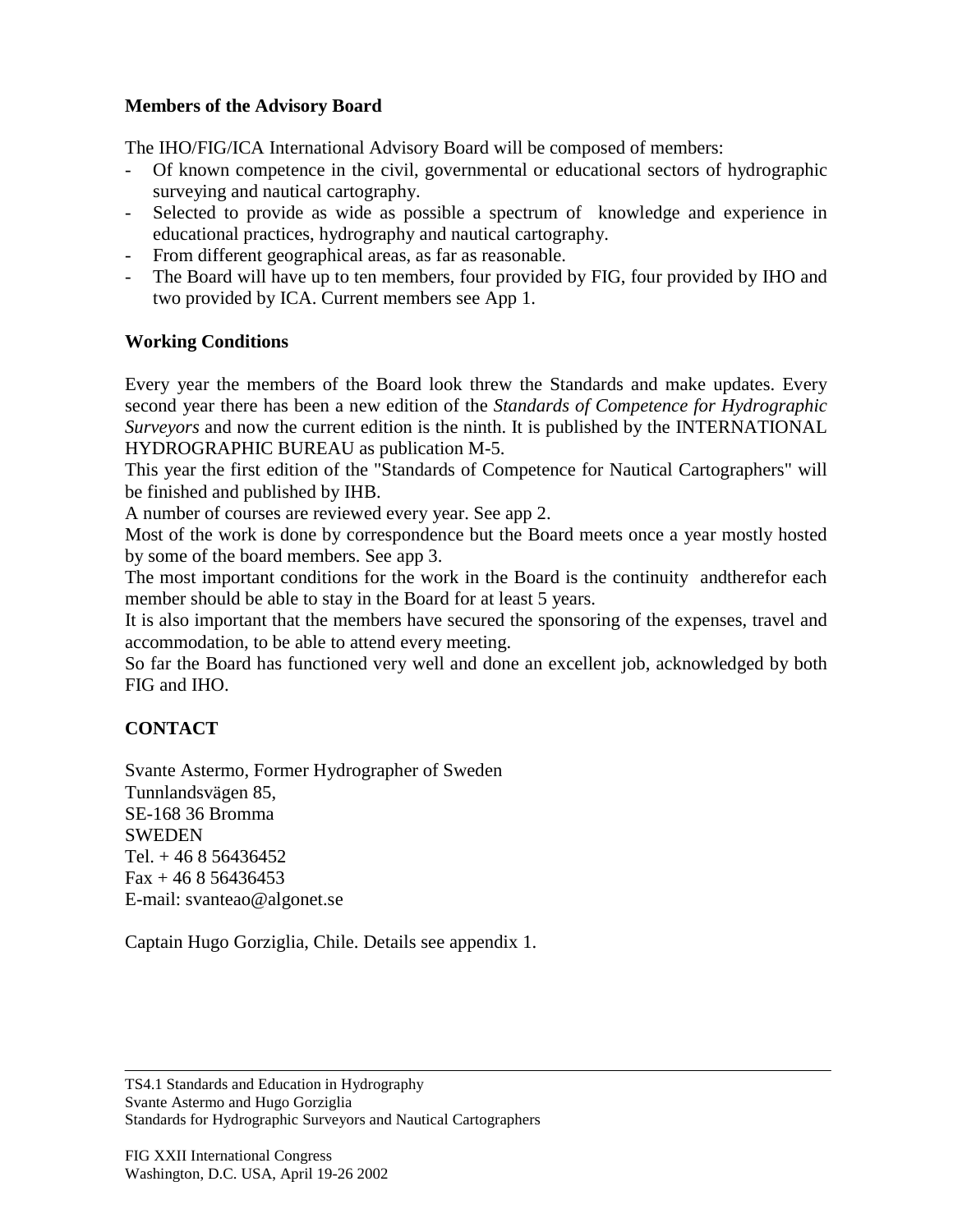**Members of the Advisory Board**

The IHO/FIG/ICA International Advisory Board will be composed of members:

- Of known competence in the civil, governmental or educational sectors of hydrographic surveying and nautical cartography.
- Selected to provide as wide as possible a spectrum of knowledge and experience in educational practices, hydrography and nautical cartography.
- From different geographical areas, as far as reasonable.
- The Board will have up to ten members, four provided by FIG, four provided by IHO and two provided by ICA. Current members see App 1.

**Working Conditions**

Every year the members of the Board look threw the Standards and make updates. Every second year there has been a new edition of the *Standards of Competence for Hydrographic Surveyors* and now the current edition is the ninth. It is published by the INTERNATIONAL HYDROGRAPHIC BUREAU as publication M-5.

This year the first edition of the "Standards of Competence for Nautical Cartographers" will be finished and published by IHB.

A number of courses are reviewed every year. See app 2.

Most of the work is done by correspondence but the Board meets once a year mostly hosted by some of the board members. See app 3.

The most important conditions for the work in the Board is the continuity andtherefor each member should be able to stay in the Board for at least 5 years.

It is also important that the members have secured the sponsoring of the expenses, travel and accommodation, to be able to attend every meeting.

So far the Board has functioned very well and done an excellent job, acknowledged by both FIG and IHO.

**CONTACT**

Svante Astermo, Former Hydrographer of Sweden
Tunnlandsvägen 85,
SE-168 36 Bromma
SWEDEN
Tel. + 46 8 56436452
Fax + 46 8 56436453
E-mail: svanteao@algonet.se

Captain Hugo Gorziglia, Chile. Details see appendix 1.